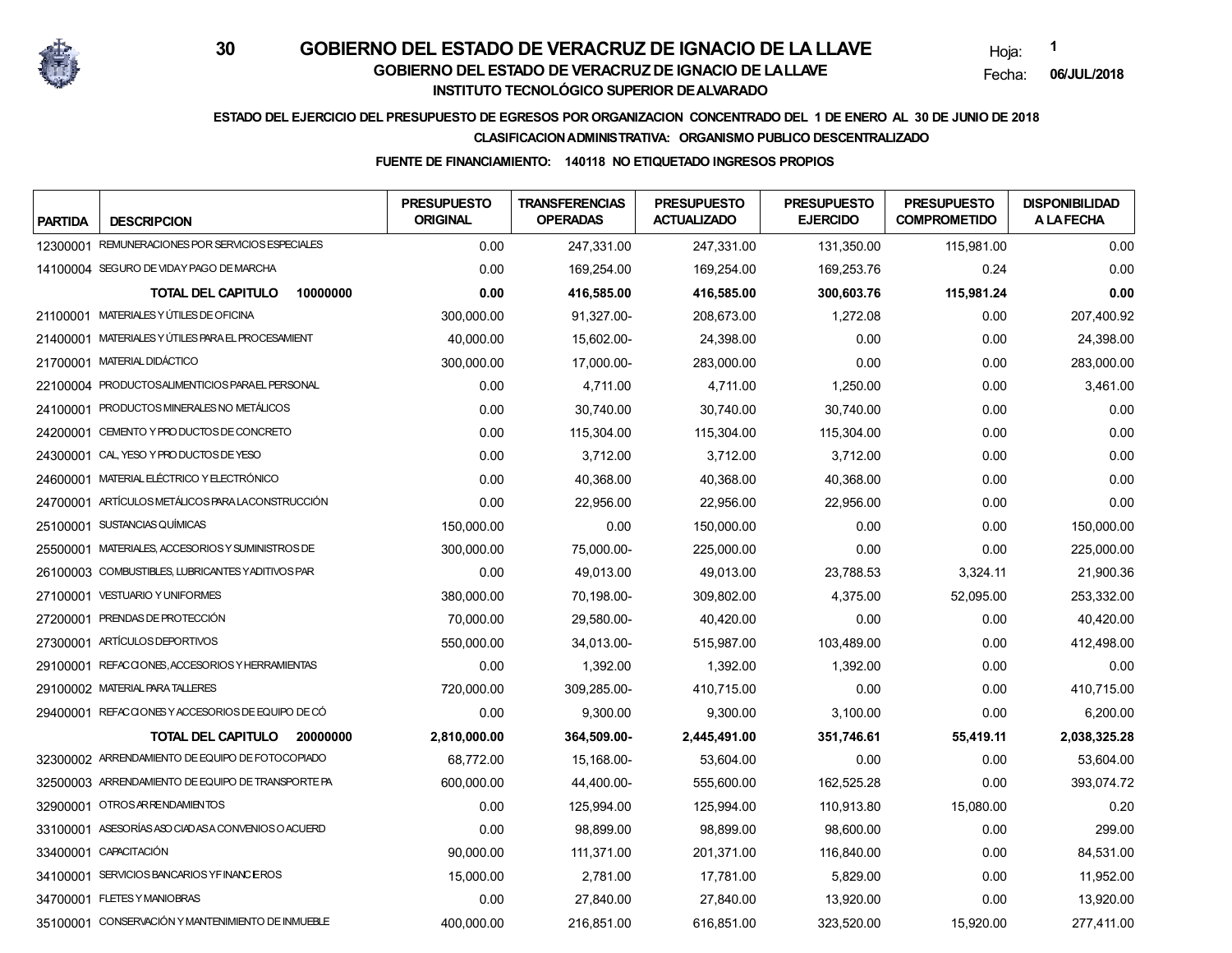# 30 GOBIERNO DEL ESTADO DE VERACRUZ DE IGNACIO DE LA LLAVE

Hoja: 1

Fecha: 06/JUL/2018

## GOBIERNO DEL ESTADO DE VERACRUZ DE IGNACIO DE LA LLAVE

## INSTITUTO TECNOLÓGICO SUPERIOR DE ALVARADO

**ESTADO DEL EJERCICIO DEL PRESUPUESTO DE EGRESOS POR ORGANIZACION CONCENTRADO DEL 1 DE ENERO AL 30 DE JUNIO DE 2018**

**CLASIFICACION ADMINISTRATIVA: ORGANISMO PUBLICO DESCENTRALIZADO**

**FUENTE DE FINANCIAMIENTO: 140118 NO ETIQUETADO INGRESOS PROPIOS**

| PARTIDA | DESCRIPCION | PRESUPUESTO ORIGINAL | TRANSFERENCIAS OPERADAS | PRESUPUESTO ACTUALIZADO | PRESUPUESTO EJERCIDO | PRESUPUESTO COMPROMETIDO | DISPONIBILIDAD A LA FECHA |
|---|---|---|---|---|---|---|---|
| 12300001 | REMUNERACIONES POR SERVICIOS ESPECIALES | 0.00 | 247,331.00 | 247,331.00 | 131,350.00 | 115,981.00 | 0.00 |
| 14100004 | SEGURO DE VIDA Y PAGO DE MARCHA | 0.00 | 169,254.00 | 169,254.00 | 169,253.76 | 0.24 | 0.00 |
| | **TOTAL DEL CAPITULO 10000000** | **0.00** | **416,585.00** | **416,585.00** | **300,603.76** | **115,981.24** | **0.00** |
| 21100001 | MATERIALES Y ÚTILES DE OFICINA | 300,000.00 | 91,327.00- | 208,673.00 | 1,272.08 | 0.00 | 207,400.92 |
| 21400001 | MATERIALES Y ÚTILES PARA EL PROCESAMIENT | 40,000.00 | 15,602.00- | 24,398.00 | 0.00 | 0.00 | 24,398.00 |
| 21700001 | MATERIAL DIDÁCTICO | 300,000.00 | 17,000.00- | 283,000.00 | 0.00 | 0.00 | 283,000.00 |
| 22100004 | PRODUCTOS ALIMENTICIOS PARA EL PERSONAL | 0.00 | 4,711.00 | 4,711.00 | 1,250.00 | 0.00 | 3,461.00 |
| 24100001 | PRODUCTOS MINERALES NO METÁLICOS | 0.00 | 30,740.00 | 30,740.00 | 30,740.00 | 0.00 | 0.00 |
| 24200001 | CEMENTO Y PRODUCTOS DE CONCRETO | 0.00 | 115,304.00 | 115,304.00 | 115,304.00 | 0.00 | 0.00 |
| 24300001 | CAL, YESO Y PRODUCTOS DE YESO | 0.00 | 3,712.00 | 3,712.00 | 3,712.00 | 0.00 | 0.00 |
| 24600001 | MATERIAL ELÉCTRICO Y ELECTRÓNICO | 0.00 | 40,368.00 | 40,368.00 | 40,368.00 | 0.00 | 0.00 |
| 24700001 | ARTÍCULOS METÁLICOS PARA LA CONSTRUCCIÓN | 0.00 | 22,956.00 | 22,956.00 | 22,956.00 | 0.00 | 0.00 |
| 25100001 | SUSTANCIAS QUÍMICAS | 150,000.00 | 0.00 | 150,000.00 | 0.00 | 0.00 | 150,000.00 |
| 25500001 | MATERIALES, ACCESORIOS Y SUMINISTROS DE | 300,000.00 | 75,000.00- | 225,000.00 | 0.00 | 0.00 | 225,000.00 |
| 26100003 | COMBUSTIBLES, LUBRICANTES Y ADITIVOS PAR | 0.00 | 49,013.00 | 49,013.00 | 23,788.53 | 3,324.11 | 21,900.36 |
| 27100001 | VESTUARIO Y UNIFORMES | 380,000.00 | 70,198.00- | 309,802.00 | 4,375.00 | 52,095.00 | 253,332.00 |
| 27200001 | PRENDAS DE PROTECCIÓN | 70,000.00 | 29,580.00- | 40,420.00 | 0.00 | 0.00 | 40,420.00 |
| 27300001 | ARTÍCULOS DEPORTIVOS | 550,000.00 | 34,013.00- | 515,987.00 | 103,489.00 | 0.00 | 412,498.00 |
| 29100001 | REFACCIONES, ACCESORIOS Y HERRAMIENTAS | 0.00 | 1,392.00 | 1,392.00 | 1,392.00 | 0.00 | 0.00 |
| 29100002 | MATERIAL PARA TALLERES | 720,000.00 | 309,285.00- | 410,715.00 | 0.00 | 0.00 | 410,715.00 |
| 29400001 | REFACCIONES Y ACCESORIOS DE EQUIPO DE CÓ | 0.00 | 9,300.00 | 9,300.00 | 3,100.00 | 0.00 | 6,200.00 |
| | **TOTAL DEL CAPITULO 20000000** | **2,810,000.00** | **364,509.00-** | **2,445,491.00** | **351,746.61** | **55,419.11** | **2,038,325.28** |
| 32300002 | ARRENDAMIENTO DE EQUIPO DE FOTOCOPIADO | 68,772.00 | 15,168.00- | 53,604.00 | 0.00 | 0.00 | 53,604.00 |
| 32500003 | ARRENDAMIENTO DE EQUIPO DE TRANSPORTE PA | 600,000.00 | 44,400.00- | 555,600.00 | 162,525.28 | 0.00 | 393,074.72 |
| 32900001 | OTROS ARRENDAMIENTOS | 0.00 | 125,994.00 | 125,994.00 | 110,913.80 | 15,080.00 | 0.20 |
| 33100001 | ASESORÍAS ASOCIADAS A CONVENIOS O ACUERD | 0.00 | 98,899.00 | 98,899.00 | 98,600.00 | 0.00 | 299.00 |
| 33400001 | CAPACITACIÓN | 90,000.00 | 111,371.00 | 201,371.00 | 116,840.00 | 0.00 | 84,531.00 |
| 34100001 | SERVICIOS BANCARIOS Y FINANCIEROS | 15,000.00 | 2,781.00 | 17,781.00 | 5,829.00 | 0.00 | 11,952.00 |
| 34700001 | FLETES Y MANIOBRAS | 0.00 | 27,840.00 | 27,840.00 | 13,920.00 | 0.00 | 13,920.00 |
| 35100001 | CONSERVACIÓN Y MANTENIMIENTO DE INMUEBLE | 400,000.00 | 216,851.00 | 616,851.00 | 323,520.00 | 15,920.00 | 277,411.00 |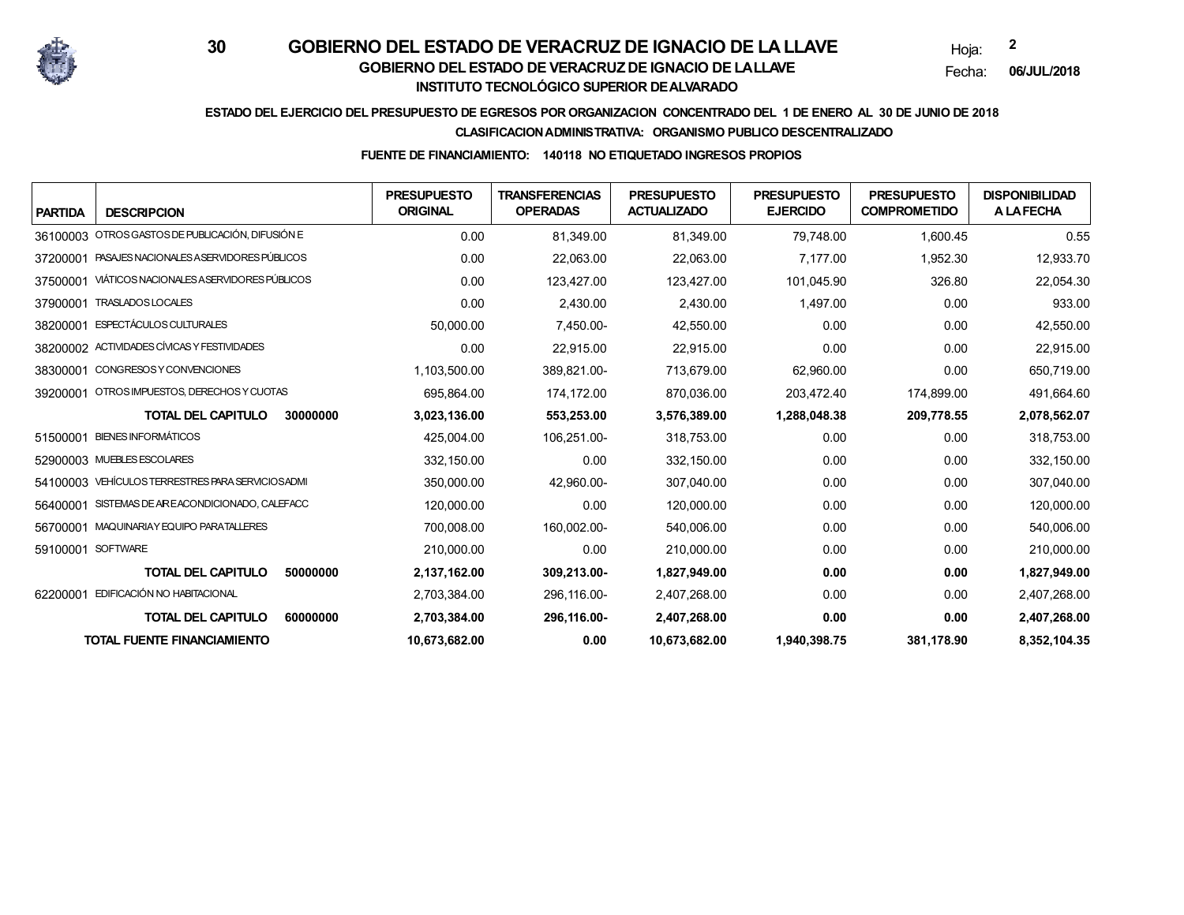# GOBIERNO DEL ESTADO DE VERACRUZ DE IGNACIO DE LA LLAVE

## GOBIERNO DEL ESTADO DE VERACRUZ DE IGNACIO DE LA LLAVE

## INSTITUTO TECNOLÓGICO SUPERIOR DE ALVARADO

Hoja: 2

Fecha: 06/JUL/2018

**ESTADO DEL EJERCICIO DEL PRESUPUESTO DE EGRESOS POR ORGANIZACION CONCENTRADO DEL 1 DE ENERO AL 30 DE JUNIO DE 2018**

**CLASIFICACION ADMINISTRATIVA: ORGANISMO PUBLICO DESCENTRALIZADO**

**FUENTE DE FINANCIAMIENTO: 140118 NO ETIQUETADO INGRESOS PROPIOS**

| PARTIDA | DESCRIPCION | PRESUPUESTO ORIGINAL | TRANSFERENCIAS OPERADAS | PRESUPUESTO ACTUALIZADO | PRESUPUESTO EJERCIDO | PRESUPUESTO COMPROMETIDO | DISPONIBILIDAD A LA FECHA |
|---|---|---|---|---|---|---|---|
| 36100003 | OTROS GASTOS DE PUBLICACIÓN, DIFUSIÓN E | 0.00 | 81,349.00 | 81,349.00 | 79,748.00 | 1,600.45 | 0.55 |
| 37200001 | PASAJES NACIONALES A SERVIDORES PÚBLICOS | 0.00 | 22,063.00 | 22,063.00 | 7,177.00 | 1,952.30 | 12,933.70 |
| 37500001 | VIÁTICOS NACIONALES A SERVIDORES PÚBLICOS | 0.00 | 123,427.00 | 123,427.00 | 101,045.90 | 326.80 | 22,054.30 |
| 37900001 | TRASLADOS LOCALES | 0.00 | 2,430.00 | 2,430.00 | 1,497.00 | 0.00 | 933.00 |
| 38200001 | ESPECTÁCULOS CULTURALES | 50,000.00 | 7,450.00- | 42,550.00 | 0.00 | 0.00 | 42,550.00 |
| 38200002 | ACTIVIDADES CÍVICAS Y FESTIVIDADES | 0.00 | 22,915.00 | 22,915.00 | 0.00 | 0.00 | 22,915.00 |
| 38300001 | CONGRESOS Y CONVENCIONES | 1,103,500.00 | 389,821.00- | 713,679.00 | 62,960.00 | 0.00 | 650,719.00 |
| 39200001 | OTROS IMPUESTOS, DERECHOS Y CUOTAS | 695,864.00 | 174,172.00 | 870,036.00 | 203,472.40 | 174,899.00 | 491,664.60 |
| | **TOTAL DEL CAPITULO 30000000** | **3,023,136.00** | **553,253.00** | **3,576,389.00** | **1,288,048.38** | **209,778.55** | **2,078,562.07** |
| 51500001 | BIENES INFORMÁTICOS | 425,004.00 | 106,251.00- | 318,753.00 | 0.00 | 0.00 | 318,753.00 |
| 52900003 | MUEBLES ESCOLARES | 332,150.00 | 0.00 | 332,150.00 | 0.00 | 0.00 | 332,150.00 |
| 54100003 | VEHÍCULOS TERRESTRES PARA SERVICIOS ADMI | 350,000.00 | 42,960.00- | 307,040.00 | 0.00 | 0.00 | 307,040.00 |
| 56400001 | SISTEMAS DE AIRE ACONDICIONADO, CALEFACC | 120,000.00 | 0.00 | 120,000.00 | 0.00 | 0.00 | 120,000.00 |
| 56700001 | MAQUINARIA Y EQUIPO PARA TALLERES | 700,008.00 | 160,002.00- | 540,006.00 | 0.00 | 0.00 | 540,006.00 |
| 59100001 | SOFTWARE | 210,000.00 | 0.00 | 210,000.00 | 0.00 | 0.00 | 210,000.00 |
| | **TOTAL DEL CAPITULO 50000000** | **2,137,162.00** | **309,213.00-** | **1,827,949.00** | **0.00** | **0.00** | **1,827,949.00** |
| 62200001 | EDIFICACIÓN NO HABITACIONAL | 2,703,384.00 | 296,116.00- | 2,407,268.00 | 0.00 | 0.00 | 2,407,268.00 |
| | **TOTAL DEL CAPITULO 60000000** | **2,703,384.00** | **296,116.00-** | **2,407,268.00** | **0.00** | **0.00** | **2,407,268.00** |
| | **TOTAL FUENTE FINANCIAMIENTO** | **10,673,682.00** | **0.00** | **10,673,682.00** | **1,940,398.75** | **381,178.90** | **8,352,104.35** |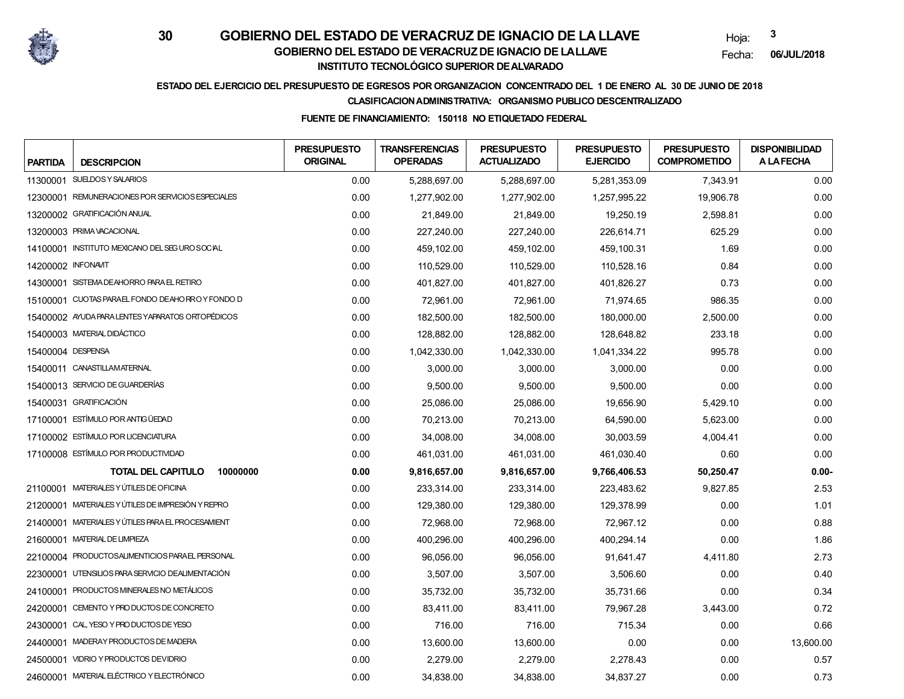# GOBIERNO DEL ESTADO DE VERACRUZ DE IGNACIO DE LA LLAVE

Hoja: 3

Fecha: 06/JUL/2018

## GOBIERNO DEL ESTADO DE VERACRUZ DE IGNACIO DE LA LLAVE

### INSTITUTO TECNOLÓGICO SUPERIOR DE ALVARADO

**ESTADO DEL EJERCICIO DEL PRESUPUESTO DE EGRESOS POR ORGANIZACION CONCENTRADO DEL 1 DE ENERO AL 30 DE JUNIO DE 2018**

**CLASIFICACION ADMINISTRATIVA: ORGANISMO PUBLICO DESCENTRALIZADO**

**FUENTE DE FINANCIAMIENTO: 150118 NO ETIQUETADO FEDERAL**

| PARTIDA | DESCRIPCION | PRESUPUESTO ORIGINAL | TRANSFERENCIAS OPERADAS | PRESUPUESTO ACTUALIZADO | PRESUPUESTO EJERCIDO | PRESUPUESTO COMPROMETIDO | DISPONIBILIDAD A LA FECHA |
|---|---|---|---|---|---|---|---|
| 11300001 | SUELDOS Y SALARIOS | 0.00 | 5,288,697.00 | 5,288,697.00 | 5,281,353.09 | 7,343.91 | 0.00 |
| 12300001 | REMUNERACIONES POR SERVICIOS ESPECIALES | 0.00 | 1,277,902.00 | 1,277,902.00 | 1,257,995.22 | 19,906.78 | 0.00 |
| 13200002 | GRATIFICACIÓN ANUAL | 0.00 | 21,849.00 | 21,849.00 | 19,250.19 | 2,598.81 | 0.00 |
| 13200003 | PRIMA VACACIONAL | 0.00 | 227,240.00 | 227,240.00 | 226,614.71 | 625.29 | 0.00 |
| 14100001 | INSTITUTO MEXICANO DEL SEGURO SOCIAL | 0.00 | 459,102.00 | 459,102.00 | 459,100.31 | 1.69 | 0.00 |
| 14200002 | INFONAVIT | 0.00 | 110,529.00 | 110,529.00 | 110,528.16 | 0.84 | 0.00 |
| 14300001 | SISTEMA DE AHORRO PARA EL RETIRO | 0.00 | 401,827.00 | 401,827.00 | 401,826.27 | 0.73 | 0.00 |
| 15100001 | CUOTAS PARA EL FONDO DE AHORRO Y FONDO D | 0.00 | 72,961.00 | 72,961.00 | 71,974.65 | 986.35 | 0.00 |
| 15400002 | AYUDA PARA LENTES Y APARATOS ORTOPÉDICOS | 0.00 | 182,500.00 | 182,500.00 | 180,000.00 | 2,500.00 | 0.00 |
| 15400003 | MATERIAL DIDÁCTICO | 0.00 | 128,882.00 | 128,882.00 | 128,648.82 | 233.18 | 0.00 |
| 15400004 | DESPENSA | 0.00 | 1,042,330.00 | 1,042,330.00 | 1,041,334.22 | 995.78 | 0.00 |
| 15400011 | CANASTILLA MATERNAL | 0.00 | 3,000.00 | 3,000.00 | 3,000.00 | 0.00 | 0.00 |
| 15400013 | SERVICIO DE GUARDERÍAS | 0.00 | 9,500.00 | 9,500.00 | 9,500.00 | 0.00 | 0.00 |
| 15400031 | GRATIFICACIÓN | 0.00 | 25,086.00 | 25,086.00 | 19,656.90 | 5,429.10 | 0.00 |
| 17100001 | ESTÍMULO POR ANTIGÜEDAD | 0.00 | 70,213.00 | 70,213.00 | 64,590.00 | 5,623.00 | 0.00 |
| 17100002 | ESTÍMULO POR LICENCIATURA | 0.00 | 34,008.00 | 34,008.00 | 30,003.59 | 4,004.41 | 0.00 |
| 17100008 | ESTÍMULO POR PRODUCTIVIDAD | 0.00 | 461,031.00 | 461,031.00 | 461,030.40 | 0.60 | 0.00 |
| | **TOTAL DEL CAPITULO 10000000** | **0.00** | **9,816,657.00** | **9,816,657.00** | **9,766,406.53** | **50,250.47** | **0.00-** |
| 21100001 | MATERIALES Y ÚTILES DE OFICINA | 0.00 | 233,314.00 | 233,314.00 | 223,483.62 | 9,827.85 | 2.53 |
| 21200001 | MATERIALES Y ÚTILES DE IMPRESIÓN Y REPRO | 0.00 | 129,380.00 | 129,380.00 | 129,378.99 | 0.00 | 1.01 |
| 21400001 | MATERIALES Y ÚTILES PARA EL PROCESAMIENT | 0.00 | 72,968.00 | 72,968.00 | 72,967.12 | 0.00 | 0.88 |
| 21600001 | MATERIAL DE LIMPIEZA | 0.00 | 400,296.00 | 400,296.00 | 400,294.14 | 0.00 | 1.86 |
| 22100004 | PRODUCTOS ALIMENTICIOS PARA EL PERSONAL | 0.00 | 96,056.00 | 96,056.00 | 91,641.47 | 4,411.80 | 2.73 |
| 22300001 | UTENSILIOS PARA SERVICIO DE ALIMENTACIÓN | 0.00 | 3,507.00 | 3,507.00 | 3,506.60 | 0.00 | 0.40 |
| 24100001 | PRODUCTOS MINERALES NO METÁLICOS | 0.00 | 35,732.00 | 35,732.00 | 35,731.66 | 0.00 | 0.34 |
| 24200001 | CEMENTO Y PRODUCTOS DE CONCRETO | 0.00 | 83,411.00 | 83,411.00 | 79,967.28 | 3,443.00 | 0.72 |
| 24300001 | CAL, YESO Y PRODUCTOS DE YESO | 0.00 | 716.00 | 716.00 | 715.34 | 0.00 | 0.66 |
| 24400001 | MADERA Y PRODUCTOS DE MADERA | 0.00 | 13,600.00 | 13,600.00 | 0.00 | 0.00 | 13,600.00 |
| 24500001 | VIDRIO Y PRODUCTOS DE VIDRIO | 0.00 | 2,279.00 | 2,279.00 | 2,278.43 | 0.00 | 0.57 |
| 24600001 | MATERIAL ELÉCTRICO Y ELECTRÓNICO | 0.00 | 34,838.00 | 34,838.00 | 34,837.27 | 0.00 | 0.73 |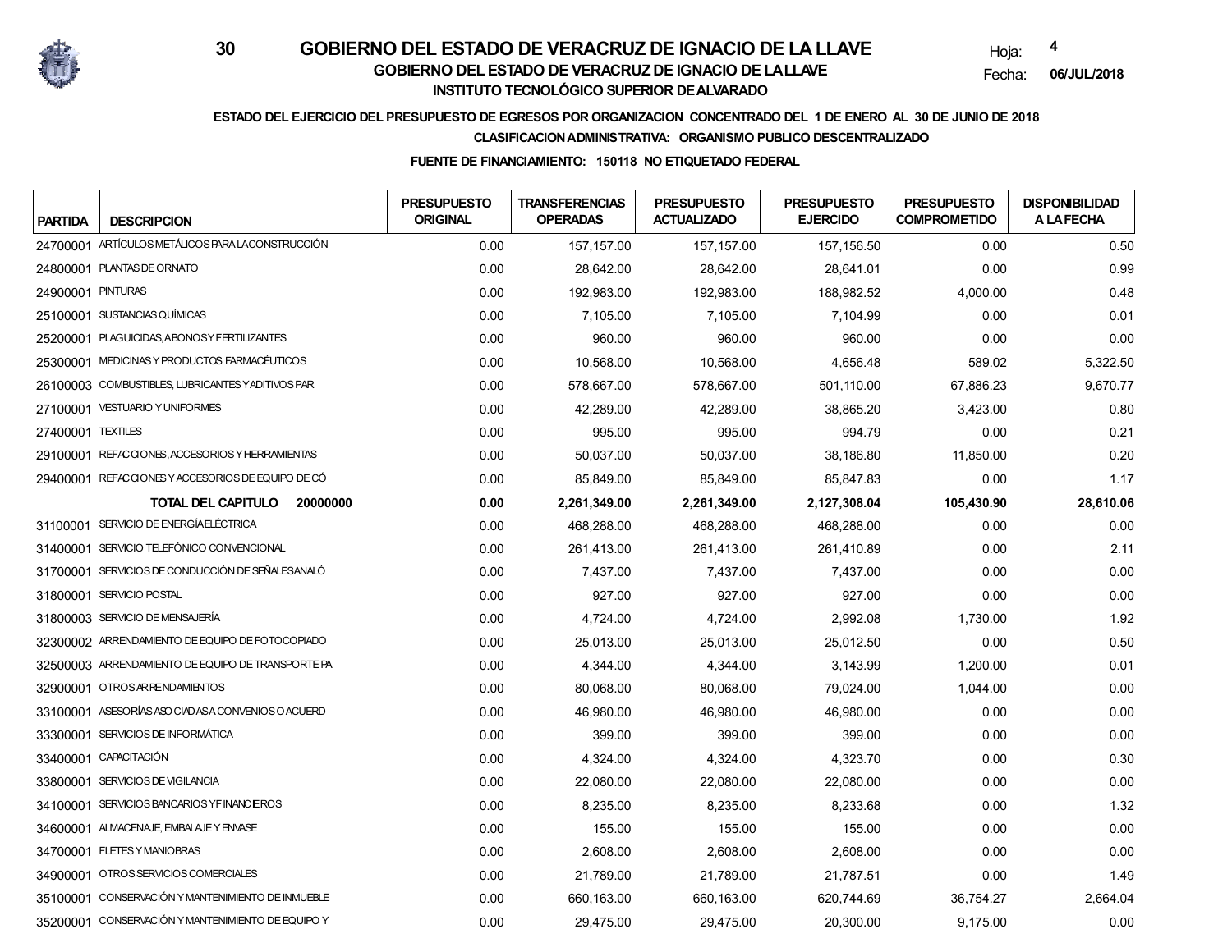# GOBIERNO DEL ESTADO DE VERACRUZ DE IGNACIO DE LA LLAVE

30

Hoja: 4

Fecha: 06/JUL/2018

## GOBIERNO DEL ESTADO DE VERACRUZ DE IGNACIO DE LA LLAVE
## INSTITUTO TECNOLÓGICO SUPERIOR DE ALVARADO

**ESTADO DEL EJERCICIO DEL PRESUPUESTO DE EGRESOS POR ORGANIZACION CONCENTRADO DEL 1 DE ENERO AL 30 DE JUNIO DE 2018**

**CLASIFICACION ADMINISTRATIVA: ORGANISMO PUBLICO DESCENTRALIZADO**

**FUENTE DE FINANCIAMIENTO: 150118 NO ETIQUETADO FEDERAL**

| PARTIDA | DESCRIPCION | PRESUPUESTO ORIGINAL | TRANSFERENCIAS OPERADAS | PRESUPUESTO ACTUALIZADO | PRESUPUESTO EJERCIDO | PRESUPUESTO COMPROMETIDO | DISPONIBILIDAD A LA FECHA |
|---|---|---|---|---|---|---|---|
| 24700001 | ARTÍCULOS METÁLICOS PARA LA CONSTRUCCIÓN | 0.00 | 157,157.00 | 157,157.00 | 157,156.50 | 0.00 | 0.50 |
| 24800001 | PLANTAS DE ORNATO | 0.00 | 28,642.00 | 28,642.00 | 28,641.01 | 0.00 | 0.99 |
| 24900001 | PINTURAS | 0.00 | 192,983.00 | 192,983.00 | 188,982.52 | 4,000.00 | 0.48 |
| 25100001 | SUSTANCIAS QUÍMICAS | 0.00 | 7,105.00 | 7,105.00 | 7,104.99 | 0.00 | 0.01 |
| 25200001 | PLAGUICIDAS, ABONOS Y FERTILIZANTES | 0.00 | 960.00 | 960.00 | 960.00 | 0.00 | 0.00 |
| 25300001 | MEDICINAS Y PRODUCTOS FARMACÉUTICOS | 0.00 | 10,568.00 | 10,568.00 | 4,656.48 | 589.02 | 5,322.50 |
| 26100003 | COMBUSTIBLES, LUBRICANTES Y ADITIVOS PAR | 0.00 | 578,667.00 | 578,667.00 | 501,110.00 | 67,886.23 | 9,670.77 |
| 27100001 | VESTUARIO Y UNIFORMES | 0.00 | 42,289.00 | 42,289.00 | 38,865.20 | 3,423.00 | 0.80 |
| 27400001 | TEXTILES | 0.00 | 995.00 | 995.00 | 994.79 | 0.00 | 0.21 |
| 29100001 | REFACCIONES, ACCESORIOS Y HERRAMIENTAS | 0.00 | 50,037.00 | 50,037.00 | 38,186.80 | 11,850.00 | 0.20 |
| 29400001 | REFACCIONES Y ACCESORIOS DE EQUIPO DE CÓ | 0.00 | 85,849.00 | 85,849.00 | 85,847.83 | 0.00 | 1.17 |
| | **TOTAL DEL CAPITULO 20000000** | **0.00** | **2,261,349.00** | **2,261,349.00** | **2,127,308.04** | **105,430.90** | **28,610.06** |
| 31100001 | SERVICIO DE ENERGÍA ELÉCTRICA | 0.00 | 468,288.00 | 468,288.00 | 468,288.00 | 0.00 | 0.00 |
| 31400001 | SERVICIO TELEFÓNICO CONVENCIONAL | 0.00 | 261,413.00 | 261,413.00 | 261,410.89 | 0.00 | 2.11 |
| 31700001 | SERVICIOS DE CONDUCCIÓN DE SEÑALES ANALÓ | 0.00 | 7,437.00 | 7,437.00 | 7,437.00 | 0.00 | 0.00 |
| 31800001 | SERVICIO POSTAL | 0.00 | 927.00 | 927.00 | 927.00 | 0.00 | 0.00 |
| 31800003 | SERVICIO DE MENSAJERÍA | 0.00 | 4,724.00 | 4,724.00 | 2,992.08 | 1,730.00 | 1.92 |
| 32300002 | ARRENDAMIENTO DE EQUIPO DE FOTOCOPIADO | 0.00 | 25,013.00 | 25,013.00 | 25,012.50 | 0.00 | 0.50 |
| 32500003 | ARRENDAMIENTO DE EQUIPO DE TRANSPORTE PA | 0.00 | 4,344.00 | 4,344.00 | 3,143.99 | 1,200.00 | 0.01 |
| 32900001 | OTROS ARRENDAMIENTOS | 0.00 | 80,068.00 | 80,068.00 | 79,024.00 | 1,044.00 | 0.00 |
| 33100001 | ASESORÍAS ASOCIADAS A CONVENIOS O ACUERD | 0.00 | 46,980.00 | 46,980.00 | 46,980.00 | 0.00 | 0.00 |
| 33300001 | SERVICIOS DE INFORMÁTICA | 0.00 | 399.00 | 399.00 | 399.00 | 0.00 | 0.00 |
| 33400001 | CAPACITACIÓN | 0.00 | 4,324.00 | 4,324.00 | 4,323.70 | 0.00 | 0.30 |
| 33800001 | SERVICIOS DE VIGILANCIA | 0.00 | 22,080.00 | 22,080.00 | 22,080.00 | 0.00 | 0.00 |
| 34100001 | SERVICIOS BANCARIOS Y FINANCIEROS | 0.00 | 8,235.00 | 8,235.00 | 8,233.68 | 0.00 | 1.32 |
| 34600001 | ALMACENAJE, EMBALAJE Y ENVASE | 0.00 | 155.00 | 155.00 | 155.00 | 0.00 | 0.00 |
| 34700001 | FLETES Y MANIOBRAS | 0.00 | 2,608.00 | 2,608.00 | 2,608.00 | 0.00 | 0.00 |
| 34900001 | OTROS SERVICIOS COMERCIALES | 0.00 | 21,789.00 | 21,789.00 | 21,787.51 | 0.00 | 1.49 |
| 35100001 | CONSERVACIÓN Y MANTENIMIENTO DE INMUEBLE | 0.00 | 660,163.00 | 660,163.00 | 620,744.69 | 36,754.27 | 2,664.04 |
| 35200001 | CONSERVACIÓN Y MANTENIMIENTO DE EQUIPO Y | 0.00 | 29,475.00 | 29,475.00 | 20,300.00 | 9,175.00 | 0.00 |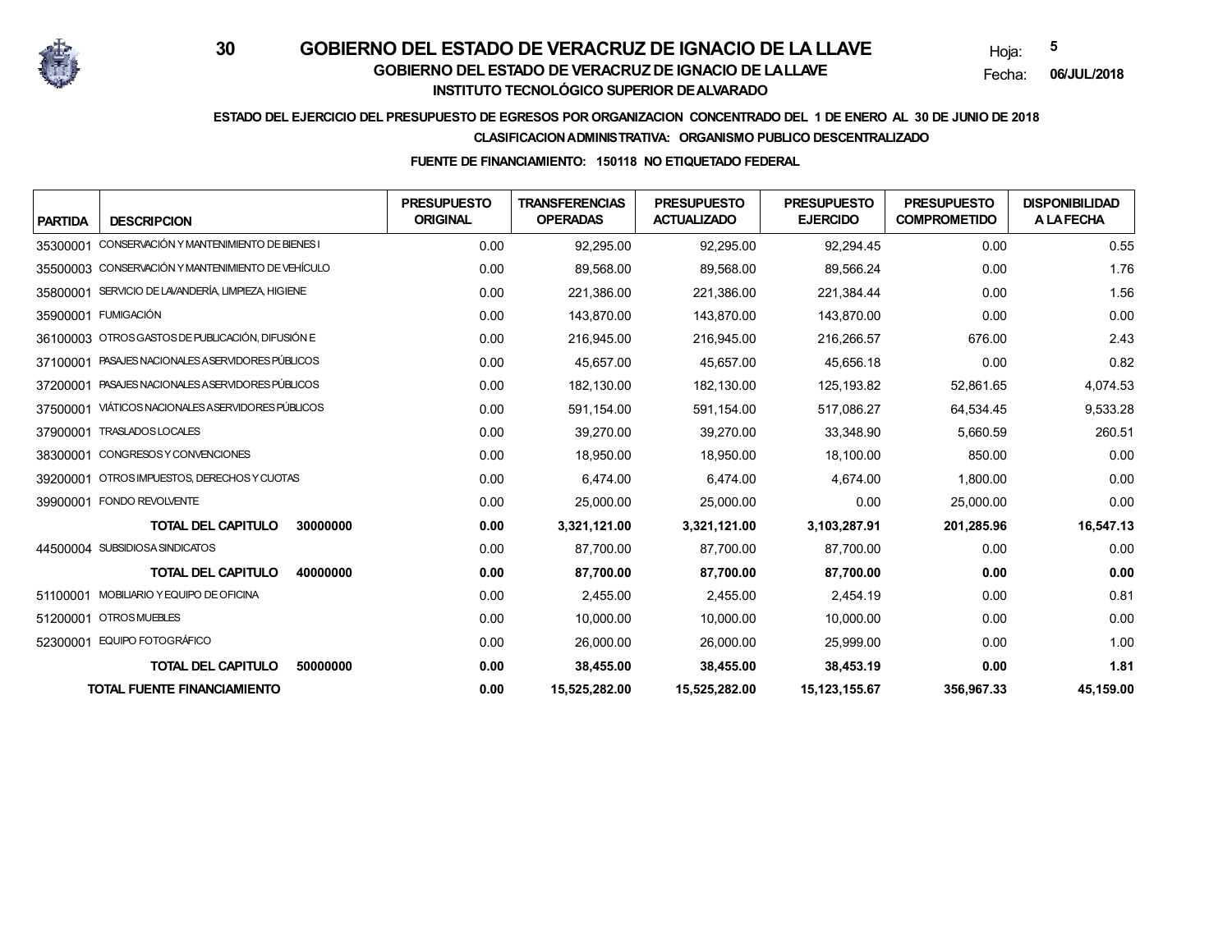# GOBIERNO DEL ESTADO DE VERACRUZ DE IGNACIO DE LA LLAVE

30

Hoja: 5

Fecha: 06/JUL/2018

## GOBIERNO DEL ESTADO DE VERACRUZ DE IGNACIO DE LA LLAVE

## INSTITUTO TECNOLÓGICO SUPERIOR DE ALVARADO

**ESTADO DEL EJERCICIO DEL PRESUPUESTO DE EGRESOS POR ORGANIZACION CONCENTRADO DEL 1 DE ENERO AL 30 DE JUNIO DE 2018**

**CLASIFICACION ADMINISTRATIVA: ORGANISMO PUBLICO DESCENTRALIZADO**

**FUENTE DE FINANCIAMIENTO: 150118 NO ETIQUETADO FEDERAL**

| PARTIDA | DESCRIPCION | PRESUPUESTO ORIGINAL | TRANSFERENCIAS OPERADAS | PRESUPUESTO ACTUALIZADO | PRESUPUESTO EJERCIDO | PRESUPUESTO COMPROMETIDO | DISPONIBILIDAD A LA FECHA |
|---|---|---|---|---|---|---|---|
| 35300001 | CONSERVACIÓN Y MANTENIMIENTO DE BIENES I | 0.00 | 92,295.00 | 92,295.00 | 92,294.45 | 0.00 | 0.55 |
| 35500003 | CONSERVACIÓN Y MANTENIMIENTO DE VEHÍCULO | 0.00 | 89,568.00 | 89,568.00 | 89,566.24 | 0.00 | 1.76 |
| 35800001 | SERVICIO DE LAVANDERÍA, LIMPIEZA, HIGIENE | 0.00 | 221,386.00 | 221,386.00 | 221,384.44 | 0.00 | 1.56 |
| 35900001 | FUMIGACIÓN | 0.00 | 143,870.00 | 143,870.00 | 143,870.00 | 0.00 | 0.00 |
| 36100003 | OTROS GASTOS DE PUBLICACIÓN, DIFUSIÓN E | 0.00 | 216,945.00 | 216,945.00 | 216,266.57 | 676.00 | 2.43 |
| 37100001 | PASAJES NACIONALES A SERVIDORES PÚBLICOS | 0.00 | 45,657.00 | 45,657.00 | 45,656.18 | 0.00 | 0.82 |
| 37200001 | PASAJES NACIONALES A SERVIDORES PÚBLICOS | 0.00 | 182,130.00 | 182,130.00 | 125,193.82 | 52,861.65 | 4,074.53 |
| 37500001 | VIÁTICOS NACIONALES A SERVIDORES PÚBLICOS | 0.00 | 591,154.00 | 591,154.00 | 517,086.27 | 64,534.45 | 9,533.28 |
| 37900001 | TRASLADOS LOCALES | 0.00 | 39,270.00 | 39,270.00 | 33,348.90 | 5,660.59 | 260.51 |
| 38300001 | CONGRESOS Y CONVENCIONES | 0.00 | 18,950.00 | 18,950.00 | 18,100.00 | 850.00 | 0.00 |
| 39200001 | OTROS IMPUESTOS, DERECHOS Y CUOTAS | 0.00 | 6,474.00 | 6,474.00 | 4,674.00 | 1,800.00 | 0.00 |
| 39900001 | FONDO REVOLVENTE | 0.00 | 25,000.00 | 25,000.00 | 0.00 | 25,000.00 | 0.00 |
| | **TOTAL DEL CAPITULO 30000000** | **0.00** | **3,321,121.00** | **3,321,121.00** | **3,103,287.91** | **201,285.96** | **16,547.13** |
| 44500004 | SUBSIDIOS A SINDICATOS | 0.00 | 87,700.00 | 87,700.00 | 87,700.00 | 0.00 | 0.00 |
| | **TOTAL DEL CAPITULO 40000000** | **0.00** | **87,700.00** | **87,700.00** | **87,700.00** | **0.00** | **0.00** |
| 51100001 | MOBILIARIO Y EQUIPO DE OFICINA | 0.00 | 2,455.00 | 2,455.00 | 2,454.19 | 0.00 | 0.81 |
| 51200001 | OTROS MUEBLES | 0.00 | 10,000.00 | 10,000.00 | 10,000.00 | 0.00 | 0.00 |
| 52300001 | EQUIPO FOTOGRÁFICO | 0.00 | 26,000.00 | 26,000.00 | 25,999.00 | 0.00 | 1.00 |
| | **TOTAL DEL CAPITULO 50000000** | **0.00** | **38,455.00** | **38,455.00** | **38,453.19** | **0.00** | **1.81** |
| | **TOTAL FUENTE FINANCIAMIENTO** | **0.00** | **15,525,282.00** | **15,525,282.00** | **15,123,155.67** | **356,967.33** | **45,159.00** |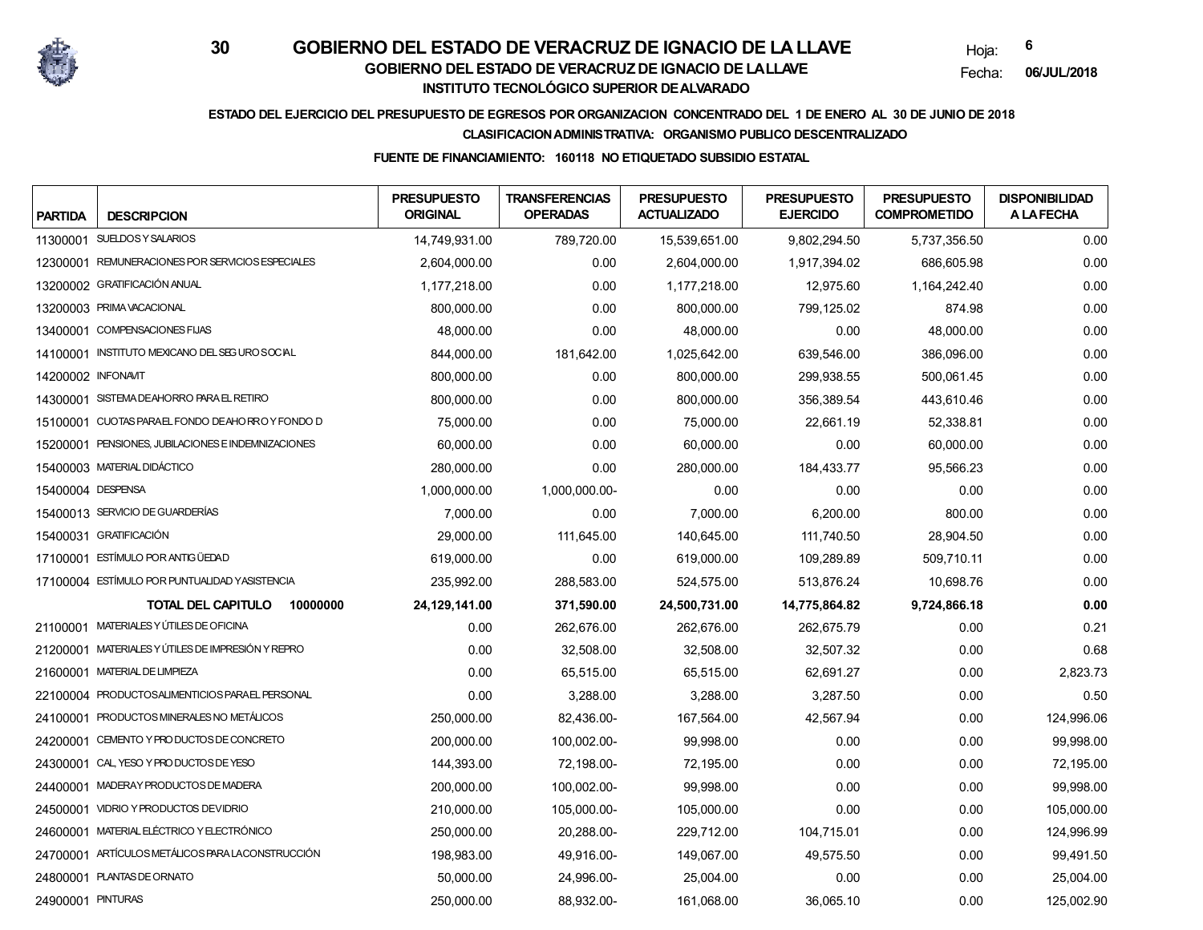# GOBIERNO DEL ESTADO DE VERACRUZ DE IGNACIO DE LA LLAVE

## GOBIERNO DEL ESTADO DE VERACRUZ DE IGNACIO DE LA LLAVE

### INSTITUTO TECNOLÓGICO SUPERIOR DE ALVARADO

Hoja: 6

Fecha: 06/JUL/2018

**ESTADO DEL EJERCICIO DEL PRESUPUESTO DE EGRESOS POR ORGANIZACION CONCENTRADO DEL 1 DE ENERO AL 30 DE JUNIO DE 2018**

**CLASIFICACION ADMINISTRATIVA: ORGANISMO PUBLICO DESCENTRALIZADO**

**FUENTE DE FINANCIAMIENTO: 160118 NO ETIQUETADO SUBSIDIO ESTATAL**

| PARTIDA | DESCRIPCION | PRESUPUESTO ORIGINAL | TRANSFERENCIAS OPERADAS | PRESUPUESTO ACTUALIZADO | PRESUPUESTO EJERCIDO | PRESUPUESTO COMPROMETIDO | DISPONIBILIDAD A LA FECHA |
|---|---|---|---|---|---|---|---|
| 11300001 | SUELDOS Y SALARIOS | 14,749,931.00 | 789,720.00 | 15,539,651.00 | 9,802,294.50 | 5,737,356.50 | 0.00 |
| 12300001 | REMUNERACIONES POR SERVICIOS ESPECIALES | 2,604,000.00 | 0.00 | 2,604,000.00 | 1,917,394.02 | 686,605.98 | 0.00 |
| 13200002 | GRATIFICACIÓN ANUAL | 1,177,218.00 | 0.00 | 1,177,218.00 | 12,975.60 | 1,164,242.40 | 0.00 |
| 13200003 | PRIMA VACACIONAL | 800,000.00 | 0.00 | 800,000.00 | 799,125.02 | 874.98 | 0.00 |
| 13400001 | COMPENSACIONES FIJAS | 48,000.00 | 0.00 | 48,000.00 | 0.00 | 48,000.00 | 0.00 |
| 14100001 | INSTITUTO MEXICANO DEL SEGURO SOCIAL | 844,000.00 | 181,642.00 | 1,025,642.00 | 639,546.00 | 386,096.00 | 0.00 |
| 14200002 | INFONAVIT | 800,000.00 | 0.00 | 800,000.00 | 299,938.55 | 500,061.45 | 0.00 |
| 14300001 | SISTEMA DE AHORRO PARA EL RETIRO | 800,000.00 | 0.00 | 800,000.00 | 356,389.54 | 443,610.46 | 0.00 |
| 15100001 | CUOTAS PARA EL FONDO DE AHORRO Y FONDO D | 75,000.00 | 0.00 | 75,000.00 | 22,661.19 | 52,338.81 | 0.00 |
| 15200001 | PENSIONES, JUBILACIONES E INDEMNIZACIONES | 60,000.00 | 0.00 | 60,000.00 | 0.00 | 60,000.00 | 0.00 |
| 15400003 | MATERIAL DIDÁCTICO | 280,000.00 | 0.00 | 280,000.00 | 184,433.77 | 95,566.23 | 0.00 |
| 15400004 | DESPENSA | 1,000,000.00 | 1,000,000.00- | 0.00 | 0.00 | 0.00 | 0.00 |
| 15400013 | SERVICIO DE GUARDERÍAS | 7,000.00 | 0.00 | 7,000.00 | 6,200.00 | 800.00 | 0.00 |
| 15400031 | GRATIFICACIÓN | 29,000.00 | 111,645.00 | 140,645.00 | 111,740.50 | 28,904.50 | 0.00 |
| 17100001 | ESTÍMULO POR ANTIGÜEDAD | 619,000.00 | 0.00 | 619,000.00 | 109,289.89 | 509,710.11 | 0.00 |
| 17100004 | ESTÍMULO POR PUNTUALIDAD Y ASISTENCIA | 235,992.00 | 288,583.00 | 524,575.00 | 513,876.24 | 10,698.76 | 0.00 |
| | **TOTAL DEL CAPITULO 10000000** | **24,129,141.00** | **371,590.00** | **24,500,731.00** | **14,775,864.82** | **9,724,866.18** | **0.00** |
| 21100001 | MATERIALES Y ÚTILES DE OFICINA | 0.00 | 262,676.00 | 262,676.00 | 262,675.79 | 0.00 | 0.21 |
| 21200001 | MATERIALES Y ÚTILES DE IMPRESIÓN Y REPRO | 0.00 | 32,508.00 | 32,508.00 | 32,507.32 | 0.00 | 0.68 |
| 21600001 | MATERIAL DE LIMPIEZA | 0.00 | 65,515.00 | 65,515.00 | 62,691.27 | 0.00 | 2,823.73 |
| 22100004 | PRODUCTOS ALIMENTICIOS PARA EL PERSONAL | 0.00 | 3,288.00 | 3,288.00 | 3,287.50 | 0.00 | 0.50 |
| 24100001 | PRODUCTOS MINERALES NO METÁLICOS | 250,000.00 | 82,436.00- | 167,564.00 | 42,567.94 | 0.00 | 124,996.06 |
| 24200001 | CEMENTO Y PRODUCTOS DE CONCRETO | 200,000.00 | 100,002.00- | 99,998.00 | 0.00 | 0.00 | 99,998.00 |
| 24300001 | CAL, YESO Y PRODUCTOS DE YESO | 144,393.00 | 72,198.00- | 72,195.00 | 0.00 | 0.00 | 72,195.00 |
| 24400001 | MADERA Y PRODUCTOS DE MADERA | 200,000.00 | 100,002.00- | 99,998.00 | 0.00 | 0.00 | 99,998.00 |
| 24500001 | VIDRIO Y PRODUCTOS DE VIDRIO | 210,000.00 | 105,000.00- | 105,000.00 | 0.00 | 0.00 | 105,000.00 |
| 24600001 | MATERIAL ELÉCTRICO Y ELECTRÓNICO | 250,000.00 | 20,288.00- | 229,712.00 | 104,715.01 | 0.00 | 124,996.99 |
| 24700001 | ARTÍCULOS METÁLICOS PARA LA CONSTRUCCIÓN | 198,983.00 | 49,916.00- | 149,067.00 | 49,575.50 | 0.00 | 99,491.50 |
| 24800001 | PLANTAS DE ORNATO | 50,000.00 | 24,996.00- | 25,004.00 | 0.00 | 0.00 | 25,004.00 |
| 24900001 | PINTURAS | 250,000.00 | 88,932.00- | 161,068.00 | 36,065.10 | 0.00 | 125,002.90 |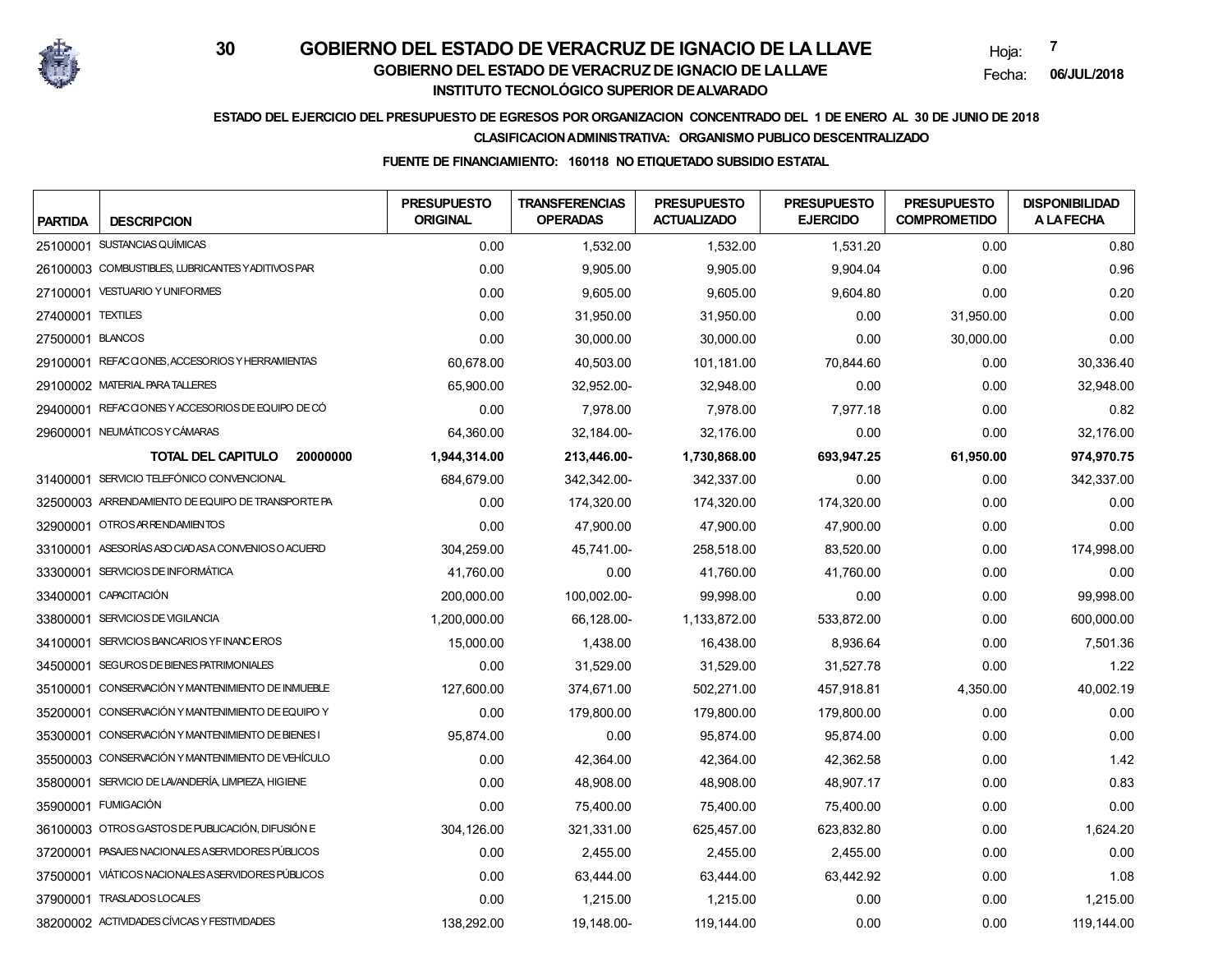# GOBIERNO DEL ESTADO DE VERACRUZ DE IGNACIO DE LA LLAVE

## GOBIERNO DEL ESTADO DE VERACRUZ DE IGNACIO DE LA LLAVE

## INSTITUTO TECNOLÓGICO SUPERIOR DE ALVARADO

Hoja: 7

Fecha: 06/JUL/2018

**ESTADO DEL EJERCICIO DEL PRESUPUESTO DE EGRESOS POR ORGANIZACION CONCENTRADO DEL 1 DE ENERO AL 30 DE JUNIO DE 2018**

**CLASIFICACION ADMINISTRATIVA: ORGANISMO PUBLICO DESCENTRALIZADO**

**FUENTE DE FINANCIAMIENTO: 160118 NO ETIQUETADO SUBSIDIO ESTATAL**

| PARTIDA | DESCRIPCION | PRESUPUESTO ORIGINAL | TRANSFERENCIAS OPERADAS | PRESUPUESTO ACTUALIZADO | PRESUPUESTO EJERCIDO | PRESUPUESTO COMPROMETIDO | DISPONIBILIDAD A LA FECHA |
|---|---|---|---|---|---|---|---|
| 25100001 | SUSTANCIAS QUÍMICAS | 0.00 | 1,532.00 | 1,532.00 | 1,531.20 | 0.00 | 0.80 |
| 26100003 | COMBUSTIBLES, LUBRICANTES Y ADITIVOS PAR | 0.00 | 9,905.00 | 9,905.00 | 9,904.04 | 0.00 | 0.96 |
| 27100001 | VESTUARIO Y UNIFORMES | 0.00 | 9,605.00 | 9,605.00 | 9,604.80 | 0.00 | 0.20 |
| 27400001 | TEXTILES | 0.00 | 31,950.00 | 31,950.00 | 0.00 | 31,950.00 | 0.00 |
| 27500001 | BLANCOS | 0.00 | 30,000.00 | 30,000.00 | 0.00 | 30,000.00 | 0.00 |
| 29100001 | REFACCIONES, ACCESORIOS Y HERRAMIENTAS | 60,678.00 | 40,503.00 | 101,181.00 | 70,844.60 | 0.00 | 30,336.40 |
| 29100002 | MATERIAL PARA TALLERES | 65,900.00 | 32,952.00- | 32,948.00 | 0.00 | 0.00 | 32,948.00 |
| 29400001 | REFACCIONES Y ACCESORIOS DE EQUIPO DE CÓ | 0.00 | 7,978.00 | 7,978.00 | 7,977.18 | 0.00 | 0.82 |
| 29600001 | NEUMÁTICOS Y CÁMARAS | 64,360.00 | 32,184.00- | 32,176.00 | 0.00 | 0.00 | 32,176.00 |
| | **TOTAL DEL CAPITULO 20000000** | **1,944,314.00** | **213,446.00-** | **1,730,868.00** | **693,947.25** | **61,950.00** | **974,970.75** |
| 31400001 | SERVICIO TELEFÓNICO CONVENCIONAL | 684,679.00 | 342,342.00- | 342,337.00 | 0.00 | 0.00 | 342,337.00 |
| 32500003 | ARRENDAMIENTO DE EQUIPO DE TRANSPORTE PA | 0.00 | 174,320.00 | 174,320.00 | 174,320.00 | 0.00 | 0.00 |
| 32900001 | OTROS ARRENDAMIENTOS | 0.00 | 47,900.00 | 47,900.00 | 47,900.00 | 0.00 | 0.00 |
| 33100001 | ASESORÍAS ASOCIADAS A CONVENIOS O ACUERD | 304,259.00 | 45,741.00- | 258,518.00 | 83,520.00 | 0.00 | 174,998.00 |
| 33300001 | SERVICIOS DE INFORMÁTICA | 41,760.00 | 0.00 | 41,760.00 | 41,760.00 | 0.00 | 0.00 |
| 33400001 | CAPACITACIÓN | 200,000.00 | 100,002.00- | 99,998.00 | 0.00 | 0.00 | 99,998.00 |
| 33800001 | SERVICIOS DE VIGILANCIA | 1,200,000.00 | 66,128.00- | 1,133,872.00 | 533,872.00 | 0.00 | 600,000.00 |
| 34100001 | SERVICIOS BANCARIOS Y FINANCIEROS | 15,000.00 | 1,438.00 | 16,438.00 | 8,936.64 | 0.00 | 7,501.36 |
| 34500001 | SEGUROS DE BIENES PATRIMONIALES | 0.00 | 31,529.00 | 31,529.00 | 31,527.78 | 0.00 | 1.22 |
| 35100001 | CONSERVACIÓN Y MANTENIMIENTO DE INMUEBLE | 127,600.00 | 374,671.00 | 502,271.00 | 457,918.81 | 4,350.00 | 40,002.19 |
| 35200001 | CONSERVACIÓN Y MANTENIMIENTO DE EQUIPO Y | 0.00 | 179,800.00 | 179,800.00 | 179,800.00 | 0.00 | 0.00 |
| 35300001 | CONSERVACIÓN Y MANTENIMIENTO DE BIENES I | 95,874.00 | 0.00 | 95,874.00 | 95,874.00 | 0.00 | 0.00 |
| 35500003 | CONSERVACIÓN Y MANTENIMIENTO DE VEHÍCULO | 0.00 | 42,364.00 | 42,364.00 | 42,362.58 | 0.00 | 1.42 |
| 35800001 | SERVICIO DE LAVANDERÍA, LIMPIEZA, HIGIENE | 0.00 | 48,908.00 | 48,908.00 | 48,907.17 | 0.00 | 0.83 |
| 35900001 | FUMIGACIÓN | 0.00 | 75,400.00 | 75,400.00 | 75,400.00 | 0.00 | 0.00 |
| 36100003 | OTROS GASTOS DE PUBLICACIÓN, DIFUSIÓN E | 304,126.00 | 321,331.00 | 625,457.00 | 623,832.80 | 0.00 | 1,624.20 |
| 37200001 | PASAJES NACIONALES A SERVIDORES PÚBLICOS | 0.00 | 2,455.00 | 2,455.00 | 2,455.00 | 0.00 | 0.00 |
| 37500001 | VIÁTICOS NACIONALES A SERVIDORES PÚBLICOS | 0.00 | 63,444.00 | 63,444.00 | 63,442.92 | 0.00 | 1.08 |
| 37900001 | TRASLADOS LOCALES | 0.00 | 1,215.00 | 1,215.00 | 0.00 | 0.00 | 1,215.00 |
| 38200002 | ACTIVIDADES CÍVICAS Y FESTIVIDADES | 138,292.00 | 19,148.00- | 119,144.00 | 0.00 | 0.00 | 119,144.00 |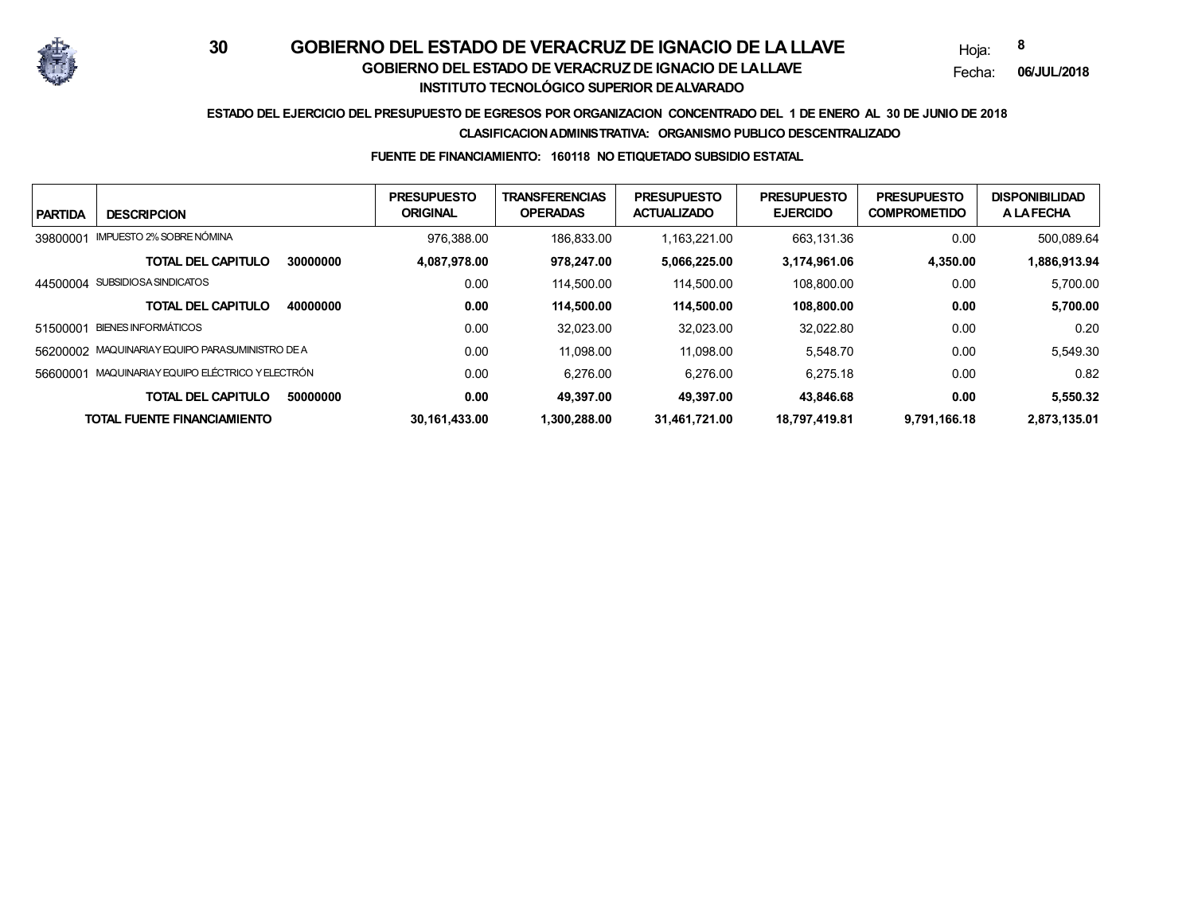# GOBIERNO DEL ESTADO DE VERACRUZ DE IGNACIO DE LA LLAVE

## GOBIERNO DEL ESTADO DE VERACRUZ DE IGNACIO DE LA LLAVE

## INSTITUTO TECNOLÓGICO SUPERIOR DE ALVARADO

Hoja: 8
Fecha: 06/JUL/2018

**ESTADO DEL EJERCICIO DEL PRESUPUESTO DE EGRESOS POR ORGANIZACION CONCENTRADO DEL 1 DE ENERO AL 30 DE JUNIO DE 2018**

**CLASIFICACION ADMINISTRATIVA: ORGANISMO PUBLICO DESCENTRALIZADO**

**FUENTE DE FINANCIAMIENTO: 160118 NO ETIQUETADO SUBSIDIO ESTATAL**

| PARTIDA | DESCRIPCION | PRESUPUESTO ORIGINAL | TRANSFERENCIAS OPERADAS | PRESUPUESTO ACTUALIZADO | PRESUPUESTO EJERCIDO | PRESUPUESTO COMPROMETIDO | DISPONIBILIDAD A LA FECHA |
|---|---|---|---|---|---|---|---|
| 39800001 | IMPUESTO 2% SOBRE NÓMINA | 976,388.00 | 186,833.00 | 1,163,221.00 | 663,131.36 | 0.00 | 500,089.64 |
| | **TOTAL DEL CAPITULO 30000000** | **4,087,978.00** | **978,247.00** | **5,066,225.00** | **3,174,961.06** | **4,350.00** | **1,886,913.94** |
| 44500004 | SUBSIDIOS A SINDICATOS | 0.00 | 114,500.00 | 114,500.00 | 108,800.00 | 0.00 | 5,700.00 |
| | **TOTAL DEL CAPITULO 40000000** | **0.00** | **114,500.00** | **114,500.00** | **108,800.00** | **0.00** | **5,700.00** |
| 51500001 | BIENES INFORMÁTICOS | 0.00 | 32,023.00 | 32,023.00 | 32,022.80 | 0.00 | 0.20 |
| 56200002 | MAQUINARIA Y EQUIPO PARA SUMINISTRO DE A | 0.00 | 11,098.00 | 11,098.00 | 5,548.70 | 0.00 | 5,549.30 |
| 56600001 | MAQUINARIA Y EQUIPO ELÉCTRICO Y ELECTRÓN | 0.00 | 6,276.00 | 6,276.00 | 6,275.18 | 0.00 | 0.82 |
| | **TOTAL DEL CAPITULO 50000000** | **0.00** | **49,397.00** | **49,397.00** | **43,846.68** | **0.00** | **5,550.32** |
| **TOTAL FUENTE FINANCIAMIENTO** | | **30,161,433.00** | **1,300,288.00** | **31,461,721.00** | **18,797,419.81** | **9,791,166.18** | **2,873,135.01** |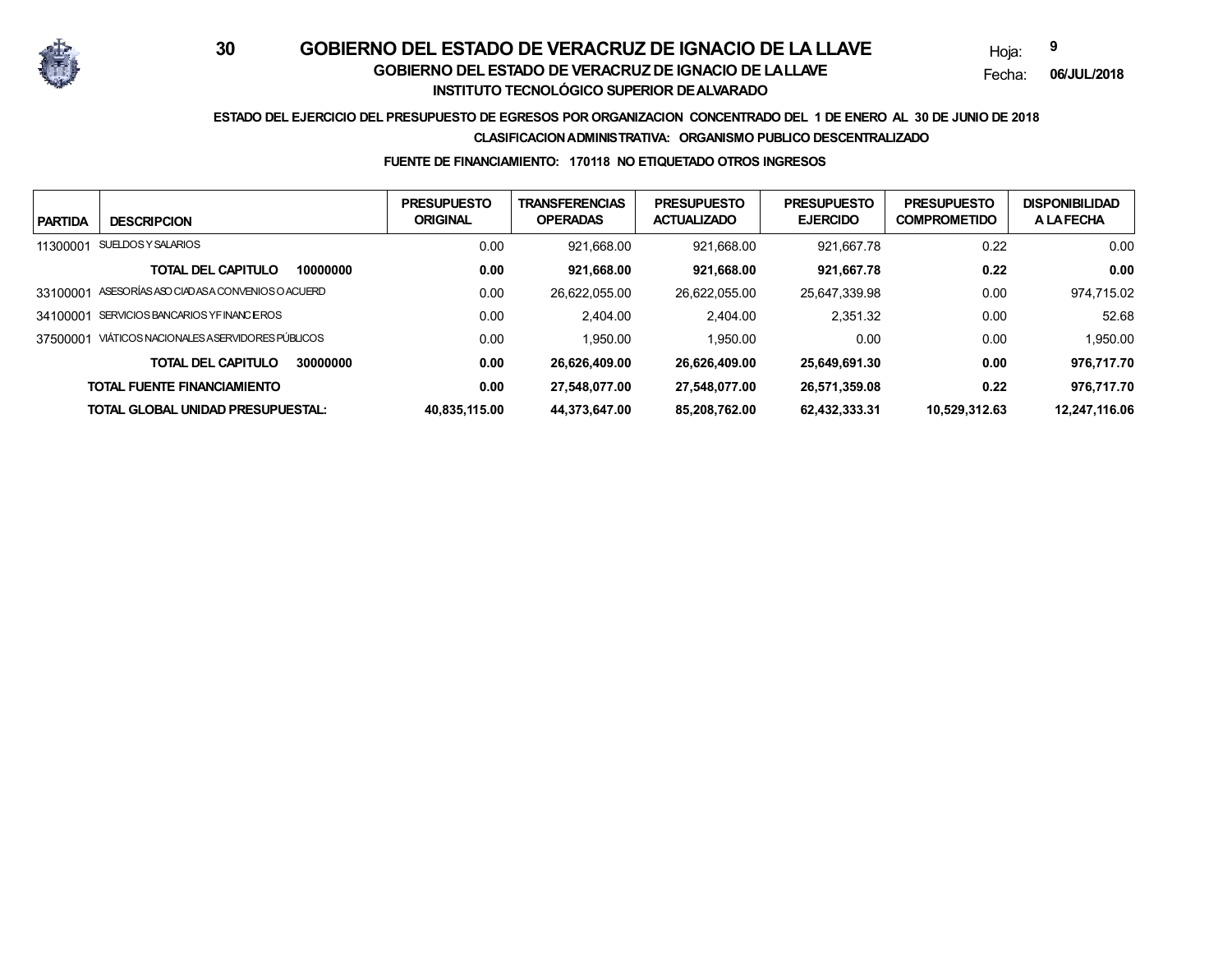# 30 GOBIERNO DEL ESTADO DE VERACRUZ DE IGNACIO DE LA LLAVE

## GOBIERNO DEL ESTADO DE VERACRUZ DE IGNACIO DE LA LLAVE

### INSTITUTO TECNOLÓGICO SUPERIOR DE ALVARADO

Hoja: 9

Fecha: 06/JUL/2018

**ESTADO DEL EJERCICIO DEL PRESUPUESTO DE EGRESOS POR ORGANIZACION CONCENTRADO DEL 1 DE ENERO AL 30 DE JUNIO DE 2018**

**CLASIFICACION ADMINISTRATIVA: ORGANISMO PUBLICO DESCENTRALIZADO**

**FUENTE DE FINANCIAMIENTO: 170118 NO ETIQUETADO OTROS INGRESOS**

| PARTIDA | DESCRIPCION | PRESUPUESTO ORIGINAL | TRANSFERENCIAS OPERADAS | PRESUPUESTO ACTUALIZADO | PRESUPUESTO EJERCIDO | PRESUPUESTO COMPROMETIDO | DISPONIBILIDAD A LA FECHA |
|---|---|---|---|---|---|---|---|
| 11300001 | SUELDOS Y SALARIOS | 0.00 | 921,668.00 | 921,668.00 | 921,667.78 | 0.22 | 0.00 |
| | **TOTAL DEL CAPITULO 10000000** | **0.00** | **921,668.00** | **921,668.00** | **921,667.78** | **0.22** | **0.00** |
| 33100001 | ASESORÍAS ASOCIADAS A CONVENIOS O ACUERD | 0.00 | 26,622,055.00 | 26,622,055.00 | 25,647,339.98 | 0.00 | 974,715.02 |
| 34100001 | SERVICIOS BANCARIOS Y FINANCIEROS | 0.00 | 2,404.00 | 2,404.00 | 2,351.32 | 0.00 | 52.68 |
| 37500001 | VIÁTICOS NACIONALES A SERVIDORES PÚBLICOS | 0.00 | 1,950.00 | 1,950.00 | 0.00 | 0.00 | 1,950.00 |
| | **TOTAL DEL CAPITULO 30000000** | **0.00** | **26,626,409.00** | **26,626,409.00** | **25,649,691.30** | **0.00** | **976,717.70** |
| | **TOTAL FUENTE FINANCIAMIENTO** | **0.00** | **27,548,077.00** | **27,548,077.00** | **26,571,359.08** | **0.22** | **976,717.70** |
| | **TOTAL GLOBAL UNIDAD PRESUPUESTAL:** | **40,835,115.00** | **44,373,647.00** | **85,208,762.00** | **62,432,333.31** | **10,529,312.63** | **12,247,116.06** |